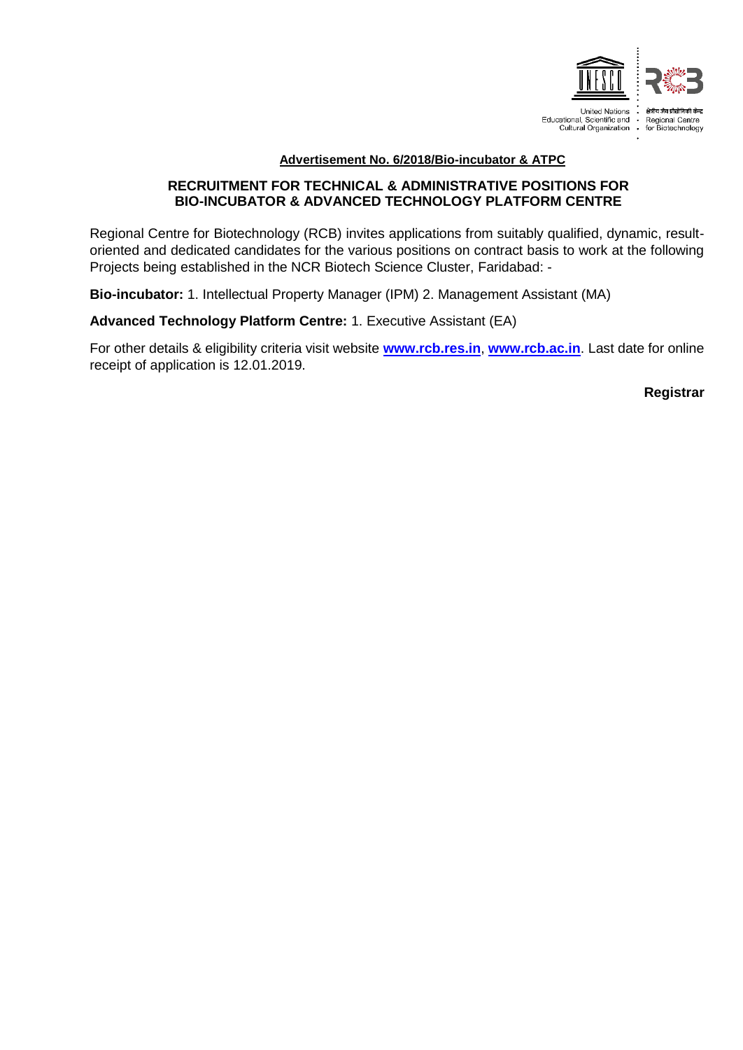United Nations Educational, Scientific and Cultural Organization

क्षेत्रीय जैव प्रौद्योगिकी केन्द्र
Regional Centre for Biotechnology

**Advertisement No. 6/2018/Bio-incubator & ATPC**

## RECRUITMENT FOR TECHNICAL & ADMINISTRATIVE POSITIONS FOR BIO-INCUBATOR & ADVANCED TECHNOLOGY PLATFORM CENTRE

Regional Centre for Biotechnology (RCB) invites applications from suitably qualified, dynamic, result-oriented and dedicated candidates for the various positions on contract basis to work at the following Projects being established in the NCR Biotech Science Cluster, Faridabad: -

**Bio-incubator:** 1. Intellectual Property Manager (IPM) 2. Management Assistant (MA)

**Advanced Technology Platform Centre:** 1. Executive Assistant (EA)

For other details & eligibility criteria visit website **www.rcb.res.in**, **www.rcb.ac.in**. Last date for online receipt of application is 12.01.2019.

**Registrar**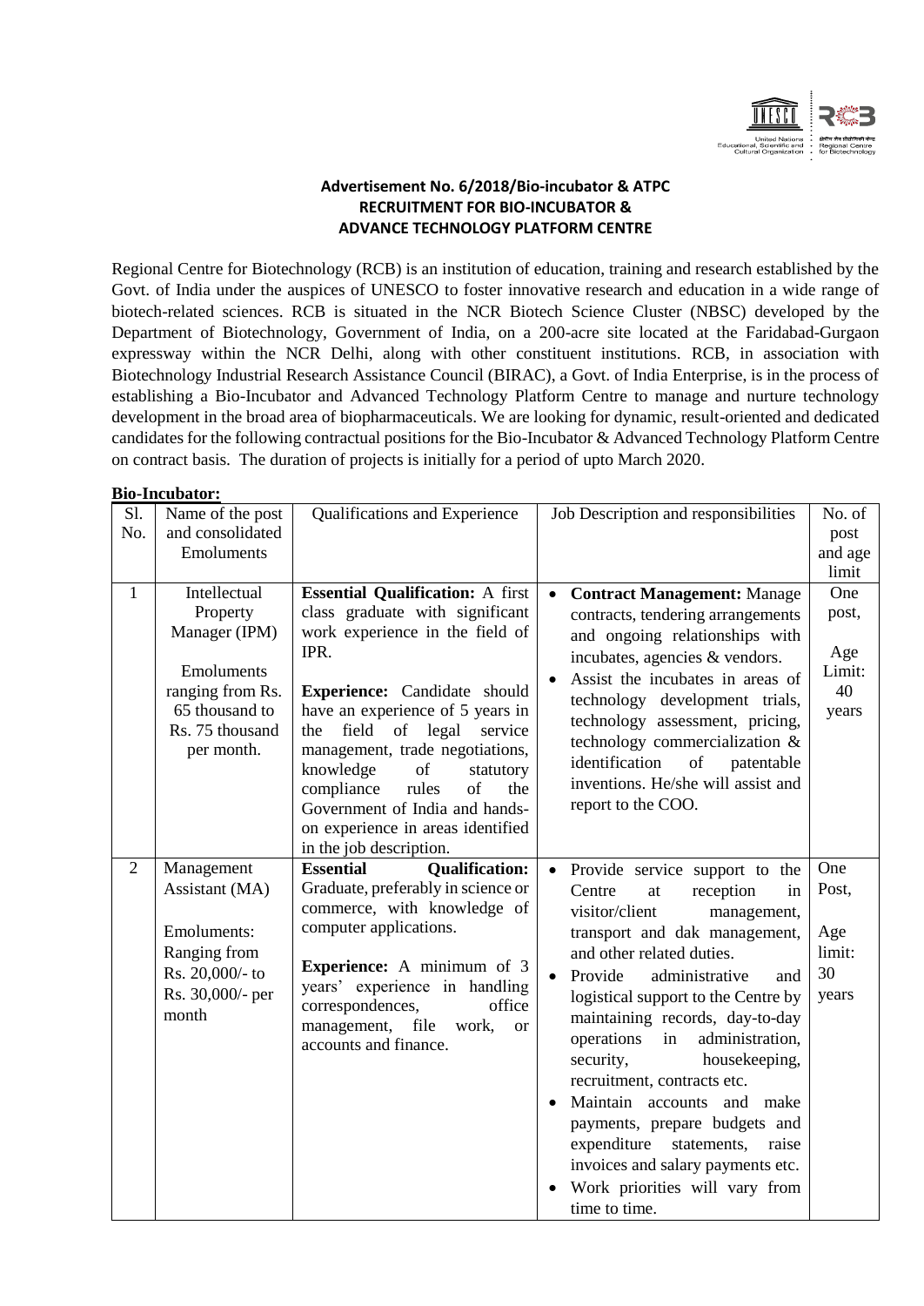**Advertisement No. 6/2018/Bio-incubator & ATPC**
**RECRUITMENT FOR BIO-INCUBATOR & ADVANCE TECHNOLOGY PLATFORM CENTRE**

Regional Centre for Biotechnology (RCB) is an institution of education, training and research established by the Govt. of India under the auspices of UNESCO to foster innovative research and education in a wide range of biotech-related sciences. RCB is situated in the NCR Biotech Science Cluster (NBSC) developed by the Department of Biotechnology, Government of India, on a 200-acre site located at the Faridabad-Gurgaon expressway within the NCR Delhi, along with other constituent institutions. RCB, in association with Biotechnology Industrial Research Assistance Council (BIRAC), a Govt. of India Enterprise, is in the process of establishing a Bio-Incubator and Advanced Technology Platform Centre to manage and nurture technology development in the broad area of biopharmaceuticals. We are looking for dynamic, result-oriented and dedicated candidates for the following contractual positions for the Bio-Incubator & Advanced Technology Platform Centre on contract basis. The duration of projects is initially for a period of upto March 2020.

**Bio-Incubator:**

| Sl. No. | Name of the post and consolidated Emoluments | Qualifications and Experience | Job Description and responsibilities | No. of post and age limit |
|---|---|---|---|---|
| 1 | Intellectual Property Manager (IPM)<br><br>Emoluments ranging from Rs. 65 thousand to Rs. 75 thousand per month. | **Essential Qualification:** A first class graduate with significant work experience in the field of IPR.<br><br>**Experience:** Candidate should have an experience of 5 years in the field of legal service management, trade negotiations, knowledge of statutory compliance rules of the Government of India and hands-on experience in areas identified in the job description. | • **Contract Management:** Manage contracts, tendering arrangements and ongoing relationships with incubates, agencies & vendors.<br>• Assist the incubates in areas of technology development trials, technology assessment, pricing, technology commercialization & identification of patentable inventions. He/she will assist and report to the COO. | One post,<br><br>Age Limit: 40 years |
| 2 | Management Assistant (MA)<br><br>Emoluments: Ranging from Rs. 20,000/- to Rs. 30,000/- per month | **Essential Qualification:** Graduate, preferably in science or commerce, with knowledge of computer applications.<br><br>**Experience:** A minimum of 3 years' experience in handling correspondences, office management, file work, or accounts and finance. | • Provide service support to the Centre at reception in visitor/client management, transport and dak management, and other related duties.<br>• Provide administrative and logistical support to the Centre by maintaining records, day-to-day operations in administration, security, housekeeping, recruitment, contracts etc.<br>• Maintain accounts and make payments, prepare budgets and expenditure statements, raise invoices and salary payments etc.<br>• Work priorities will vary from time to time. | One Post,<br><br>Age limit: 30 years |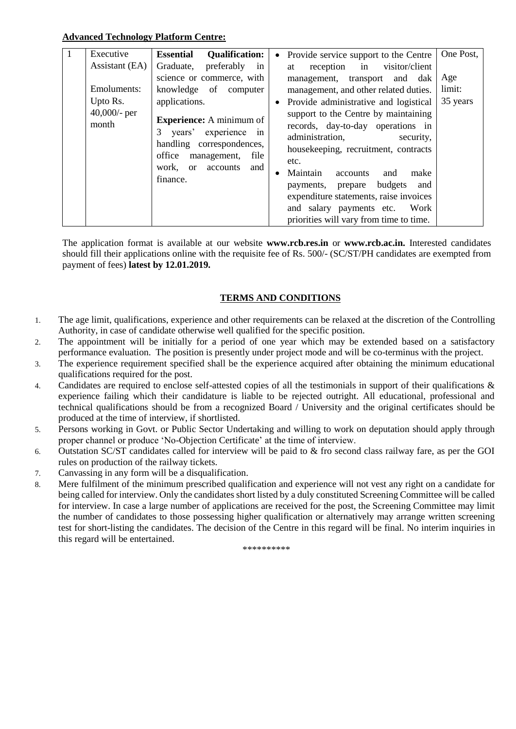**Advanced Technology Platform Centre:**

| | | | | |
|---|---|---|---|---|
| 1 | Executive Assistant (EA)<br><br>Emoluments: Upto Rs. 40,000/- per month | **Essential Qualification:** Graduate, preferably in science or commerce, with knowledge of computer applications.<br><br>**Experience:** A minimum of 3 years' experience in handling correspondences, office management, file work, or accounts and finance. | • Provide service support to the Centre at reception in visitor/client management, transport and dak management, and other related duties.<br>• Provide administrative and logistical support to the Centre by maintaining records, day-to-day operations in administration, security, housekeeping, recruitment, contracts etc.<br>• Maintain accounts and make payments, prepare budgets and expenditure statements, raise invoices and salary payments etc. Work priorities will vary from time to time. | One Post,<br><br>Age limit: 35 years |

The application format is available at our website **www.rcb.res.in** or **www.rcb.ac.in.** Interested candidates should fill their applications online with the requisite fee of Rs. 500/- (SC/ST/PH candidates are exempted from payment of fees) **latest by 12.01.2019.**

## TERMS AND CONDITIONS

1. The age limit, qualifications, experience and other requirements can be relaxed at the discretion of the Controlling Authority, in case of candidate otherwise well qualified for the specific position.
2. The appointment will be initially for a period of one year which may be extended based on a satisfactory performance evaluation. The position is presently under project mode and will be co-terminus with the project.
3. The experience requirement specified shall be the experience acquired after obtaining the minimum educational qualifications required for the post.
4. Candidates are required to enclose self-attested copies of all the testimonials in support of their qualifications & experience failing which their candidature is liable to be rejected outright. All educational, professional and technical qualifications should be from a recognized Board / University and the original certificates should be produced at the time of interview, if shortlisted.
5. Persons working in Govt. or Public Sector Undertaking and willing to work on deputation should apply through proper channel or produce 'No-Objection Certificate' at the time of interview.
6. Outstation SC/ST candidates called for interview will be paid to & fro second class railway fare, as per the GOI rules on production of the railway tickets.
7. Canvassing in any form will be a disqualification.
8. Mere fulfilment of the minimum prescribed qualification and experience will not vest any right on a candidate for being called for interview. Only the candidates short listed by a duly constituted Screening Committee will be called for interview. In case a large number of applications are received for the post, the Screening Committee may limit the number of candidates to those possessing higher qualification or alternatively may arrange written screening test for short-listing the candidates. The decision of the Centre in this regard will be final. No interim inquiries in this regard will be entertained.

**********